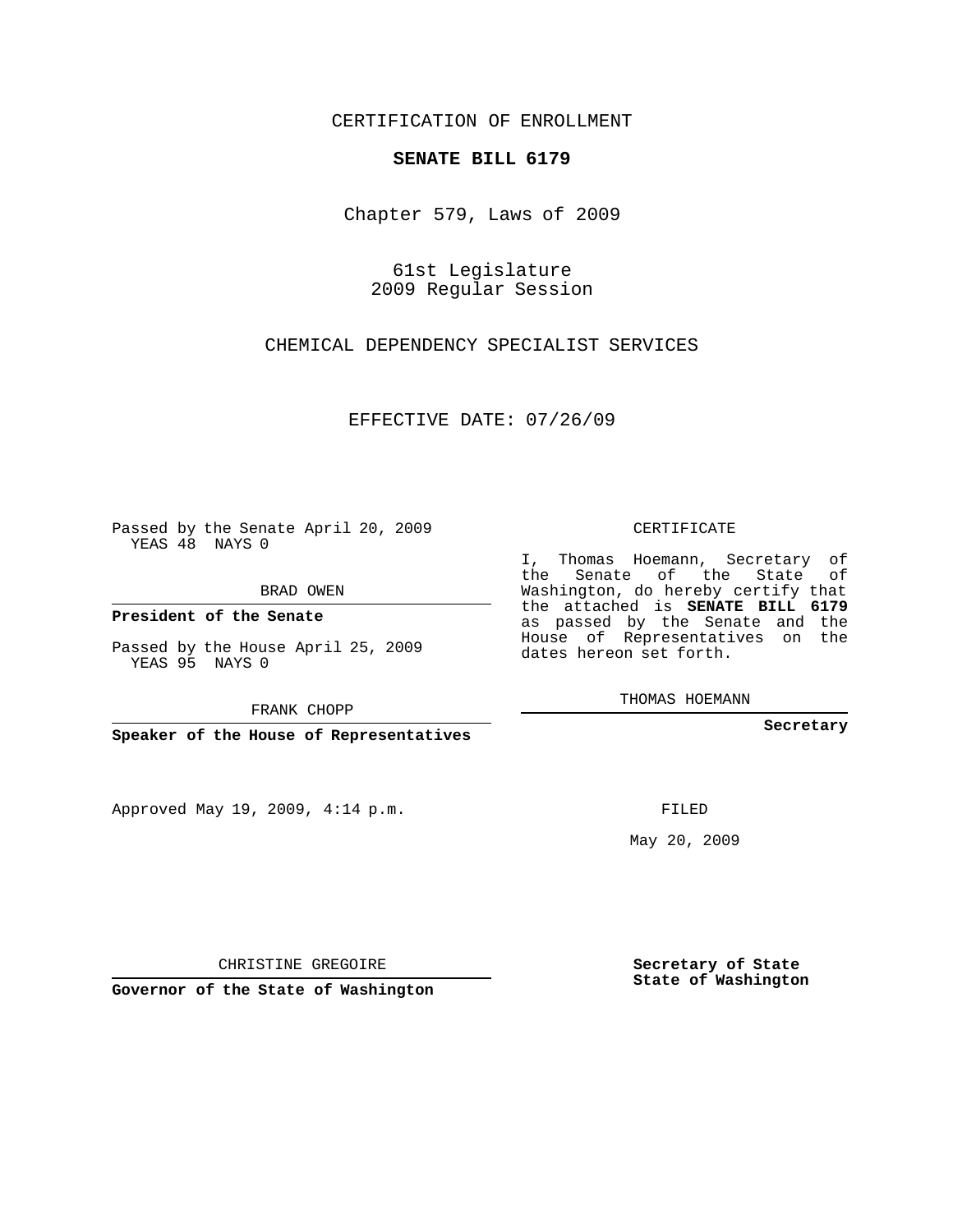CERTIFICATION OF ENROLLMENT

**SENATE BILL 6179**

Chapter 579, Laws of 2009

61st Legislature
2009 Regular Session

CHEMICAL DEPENDENCY SPECIALIST SERVICES

EFFECTIVE DATE: 07/26/09

Passed by the Senate April 20, 2009
YEAS 48 NAYS 0

BRAD OWEN

**President of the Senate**

Passed by the House April 25, 2009
YEAS 95 NAYS 0

FRANK CHOPP

**Speaker of the House of Representatives**

CERTIFICATE

I, Thomas Hoemann, Secretary of the Senate of the State of Washington, do hereby certify that the attached is **SENATE BILL 6179** as passed by the Senate and the House of Representatives on the dates hereon set forth.

THOMAS HOEMANN

**Secretary**

Approved May 19, 2009, 4:14 p.m.

FILED

May 20, 2009

CHRISTINE GREGOIRE

**Governor of the State of Washington**

**Secretary of State**
**State of Washington**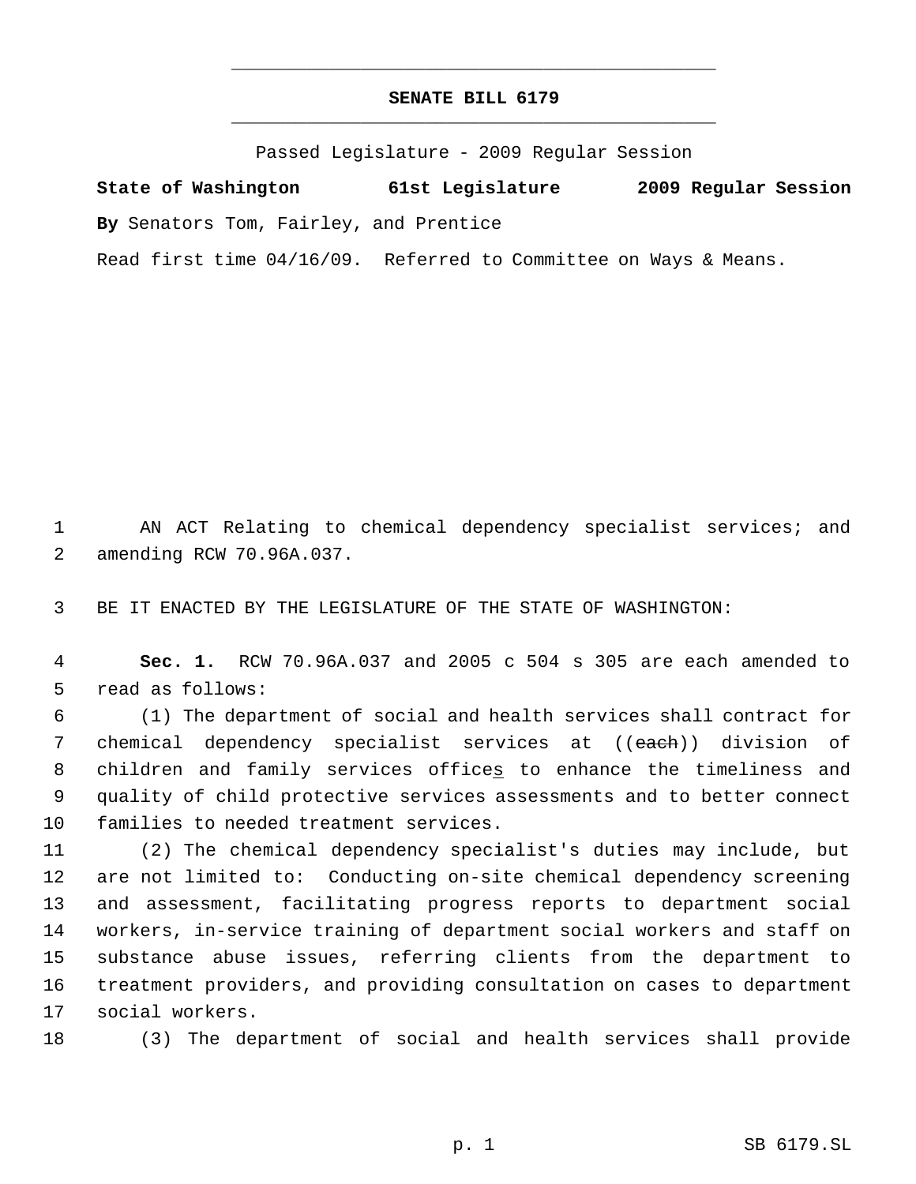# SENATE BILL 6179

Passed Legislature - 2009 Regular Session

**State of Washington 61st Legislature 2009 Regular Session**

**By** Senators Tom, Fairley, and Prentice

Read first time 04/16/09. Referred to Committee on Ways & Means.

1 AN ACT Relating to chemical dependency specialist services; and
2 amending RCW 70.96A.037.

3 BE IT ENACTED BY THE LEGISLATURE OF THE STATE OF WASHINGTON:

4 **Sec. 1.** RCW 70.96A.037 and 2005 c 504 s 305 are each amended to
5 read as follows:

6 (1) The department of social and health services shall contract for
7 chemical dependency specialist services at ((~~each~~)) division of
8 children and family services offices to enhance the timeliness and
9 quality of child protective services assessments and to better connect
10 families to needed treatment services.

11 (2) The chemical dependency specialist's duties may include, but
12 are not limited to: Conducting on-site chemical dependency screening
13 and assessment, facilitating progress reports to department social
14 workers, in-service training of department social workers and staff on
15 substance abuse issues, referring clients from the department to
16 treatment providers, and providing consultation on cases to department
17 social workers.

18 (3) The department of social and health services shall provide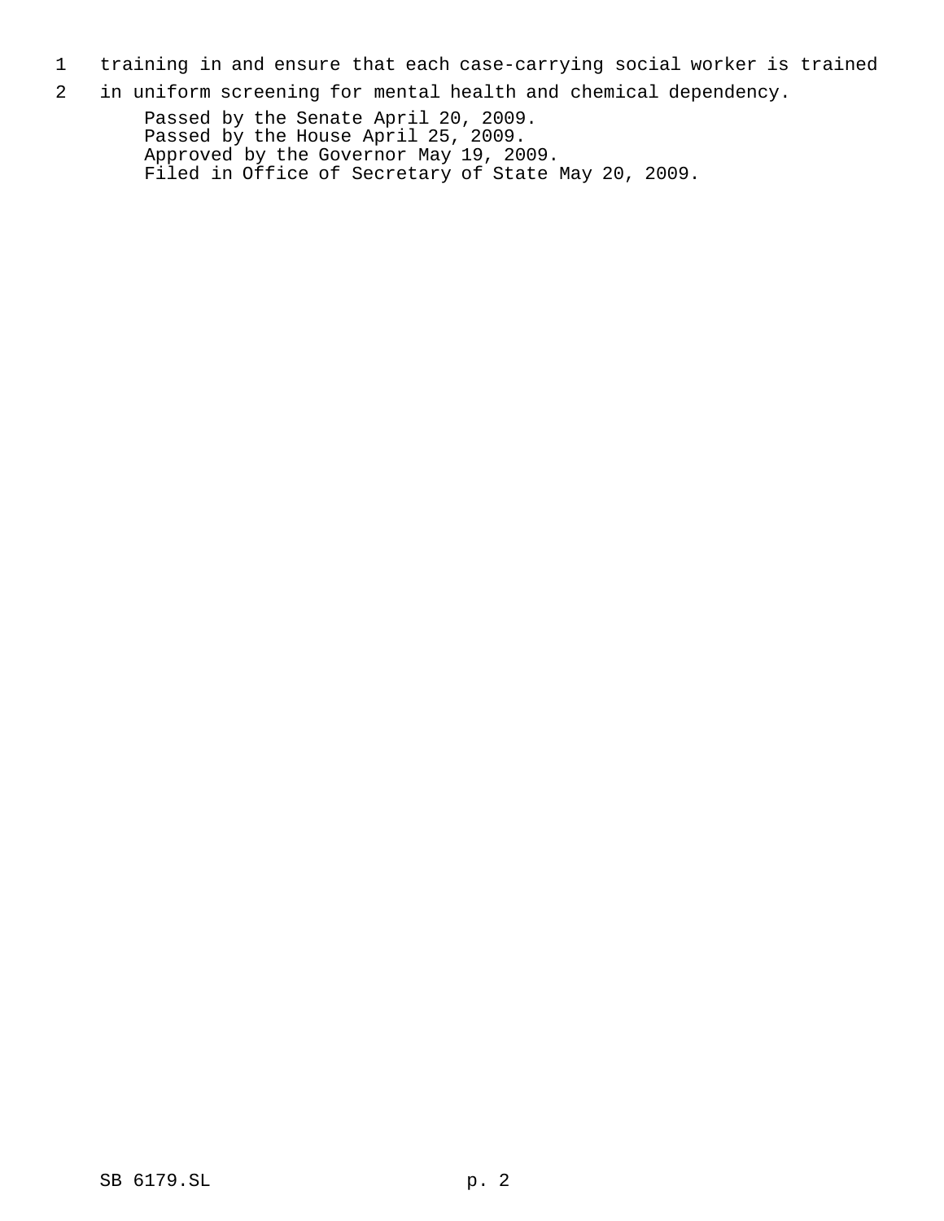training in and ensure that each case-carrying social worker is trained in uniform screening for mental health and chemical dependency.

Passed by the Senate April 20, 2009.
Passed by the House April 25, 2009.
Approved by the Governor May 19, 2009.
Filed in Office of Secretary of State May 20, 2009.